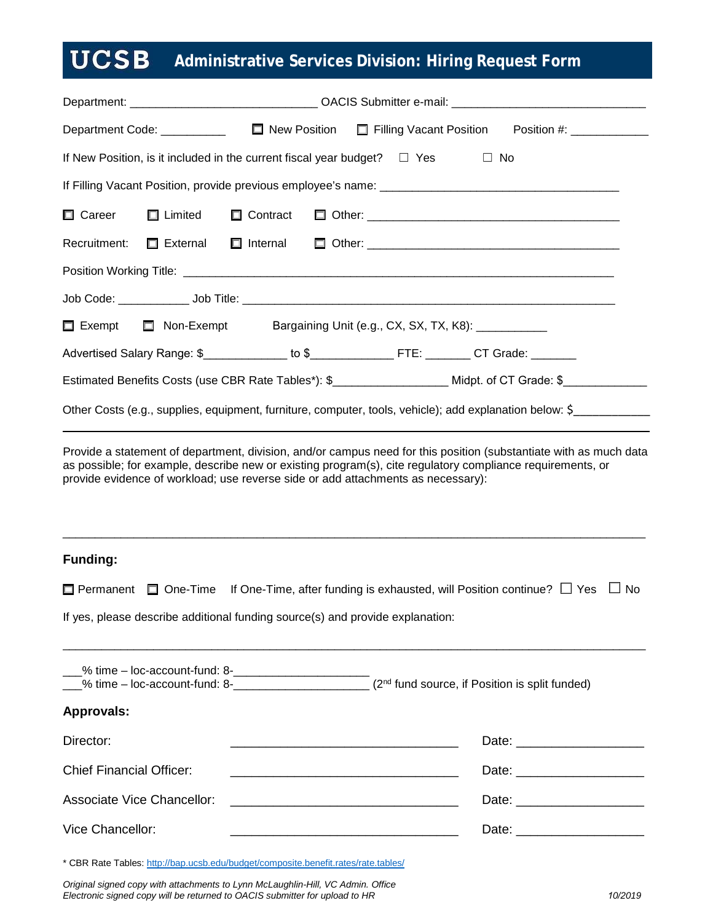# UCSB Administrative Services Division: Hiring Request Form

Department: ____________________________ OACIS Submitter e-mail: ____________________________

Department Code: __________ ☐ New Position ☐ Filling Vacant Position Position #: ____________

If New Position, is it included in the current fiscal year budget? ☐ Yes ☐ No

If Filling Vacant Position, provide previous employee's name: ____________________________________

☐ Career ☐ Limited ☐ Contract ☐ Other: ______________________________________

Recruitment: ☐ External ☐ Internal ☐ Other: ______________________________________

Position Working Title: __________________________________________________________________

Job Code: ___________ Job Title: _______________________________________________________

☐ Exempt ☐ Non-Exempt Bargaining Unit (e.g., CX, SX, TX, K8): ___________

Advertised Salary Range: $_____________ to $_____________ FTE: _______ CT Grade: _______

Estimated Benefits Costs (use CBR Rate Tables*): $_________________ Midpt. of CT Grade: $_____________

Other Costs (e.g., supplies, equipment, furniture, computer, tools, vehicle); add explanation below: $___________

---

Provide a statement of department, division, and/or campus need for this position (substantiate with as much data as possible; for example, describe new or existing program(s), cite regulatory compliance requirements, or provide evidence of workload; use reverse side or add attachments as necessary):

_____________________________________________________________________________________

**Funding:**

☐ Permanent ☐ One-Time If One-Time, after funding is exhausted, will Position continue? ☐ Yes ☐ No

If yes, please describe additional funding source(s) and provide explanation:

_____________________________________________________________________________________

___% time – loc-account-fund: 8-____________________
___% time – loc-account-fund: 8-____________________ (2nd fund source, if Position is split funded)

**Approvals:**

Director: ________________________________ Date: __________________

Chief Financial Officer: ________________________________ Date: __________________

Associate Vice Chancellor: ________________________________ Date: __________________

Vice Chancellor: ________________________________ Date: __________________

* CBR Rate Tables: http://bap.ucsb.edu/budget/composite.benefit.rates/rate.tables/

*Original signed copy with attachments to Lynn McLaughlin-Hill, VC Admin. Office*
*Electronic signed copy will be returned to OACIS submitter for upload to HR*

*10/2019*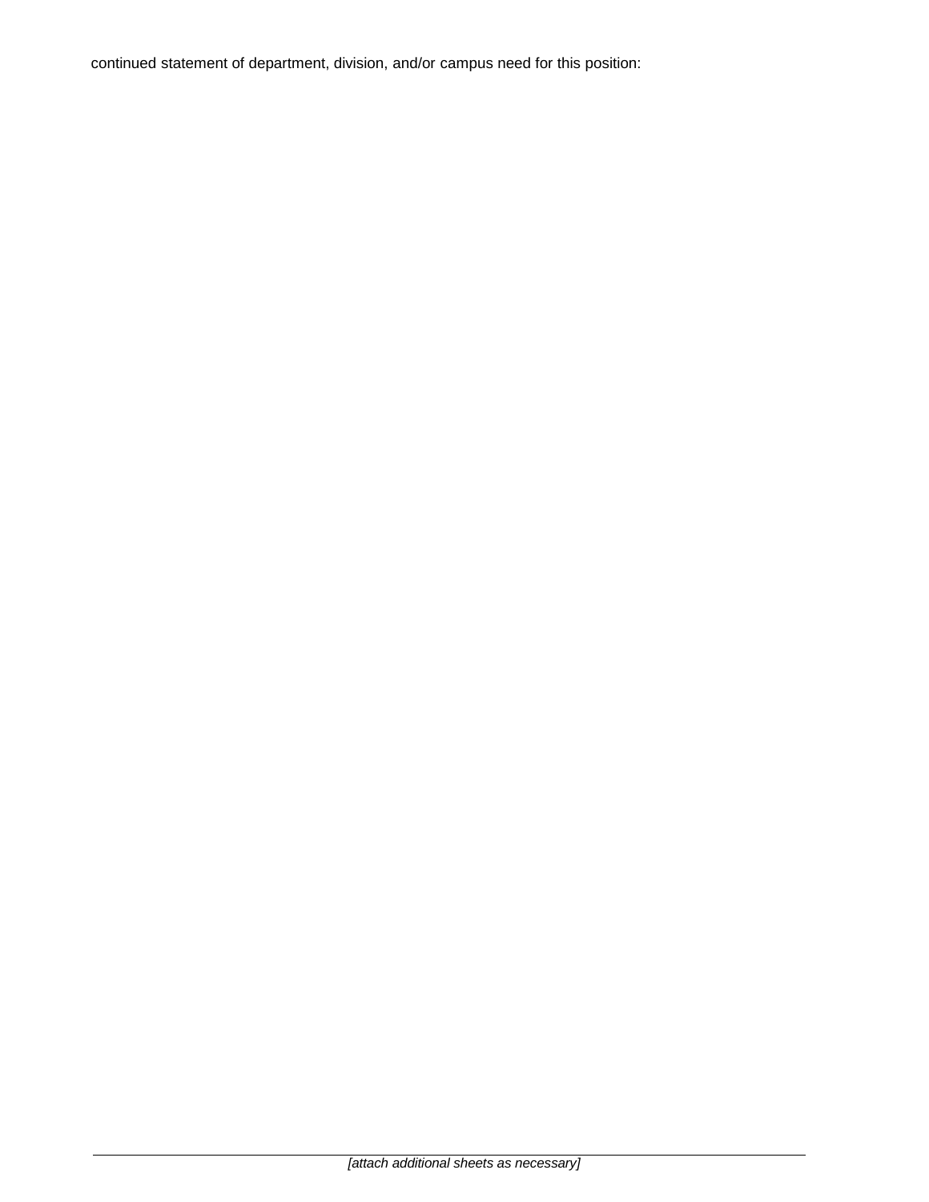continued statement of department, division, and/or campus need for this position:

*[attach additional sheets as necessary]*